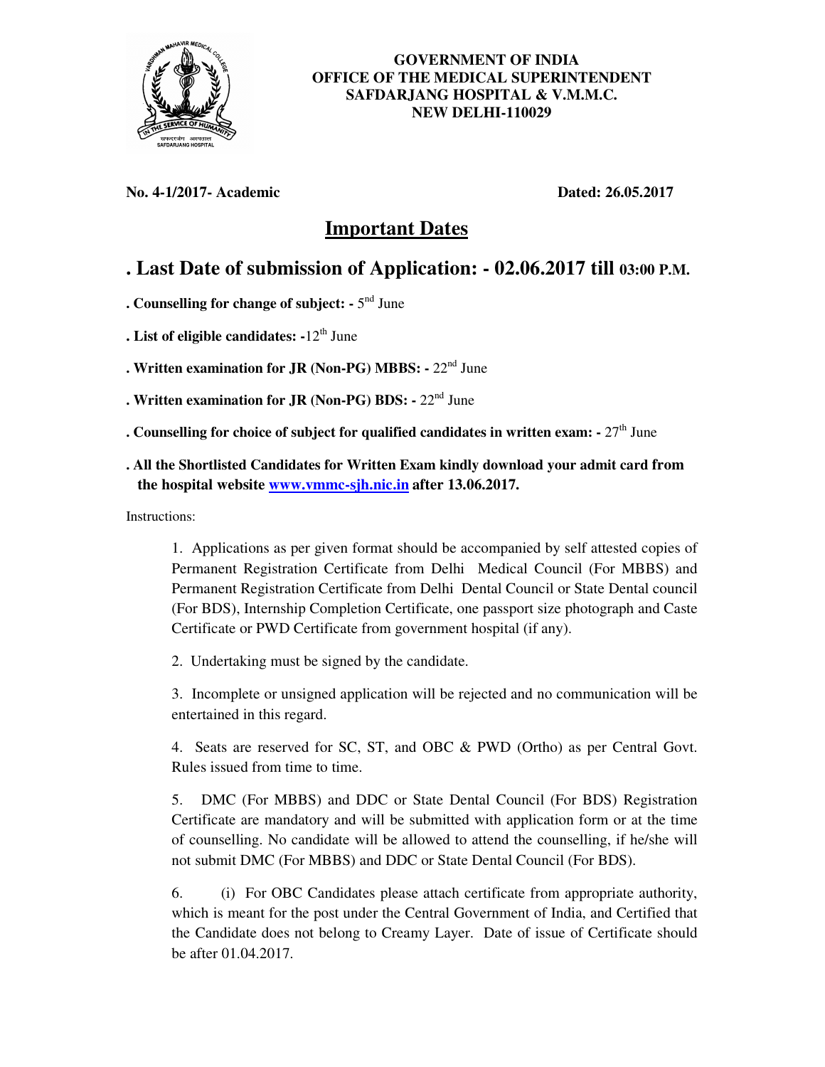**GOVERNMENT OF INDIA**
**OFFICE OF THE MEDICAL SUPERINTENDENT**
**SAFDARJANG HOSPITAL & V.M.M.C.**
**NEW DELHI-110029**

**No. 4-1/2017- Academic** **Dated: 26.05.2017**

# Important Dates

## . Last Date of submission of Application: - 02.06.2017 till 03:00 P.M.

**. Counselling for change of subject: -** 5nd June

**. List of eligible candidates: -**12th June

**. Written examination for JR (Non-PG) MBBS: -** 22nd June

**. Written examination for JR (Non-PG) BDS: -** 22nd June

**. Counselling for choice of subject for qualified candidates in written exam: -** 27th June

**. All the Shortlisted Candidates for Written Exam kindly download your admit card from the hospital website [www.vmmc-sjh.nic.in](http://www.vmmc-sjh.nic.in) after 13.06.2017.**

Instructions:

1. Applications as per given format should be accompanied by self attested copies of Permanent Registration Certificate from Delhi Medical Council (For MBBS) and Permanent Registration Certificate from Delhi Dental Council or State Dental council (For BDS), Internship Completion Certificate, one passport size photograph and Caste Certificate or PWD Certificate from government hospital (if any).

2. Undertaking must be signed by the candidate.

3. Incomplete or unsigned application will be rejected and no communication will be entertained in this regard.

4. Seats are reserved for SC, ST, and OBC & PWD (Ortho) as per Central Govt. Rules issued from time to time.

5. DMC (For MBBS) and DDC or State Dental Council (For BDS) Registration Certificate are mandatory and will be submitted with application form or at the time of counselling. No candidate will be allowed to attend the counselling, if he/she will not submit DMC (For MBBS) and DDC or State Dental Council (For BDS).

6. (i) For OBC Candidates please attach certificate from appropriate authority, which is meant for the post under the Central Government of India, and Certified that the Candidate does not belong to Creamy Layer. Date of issue of Certificate should be after 01.04.2017.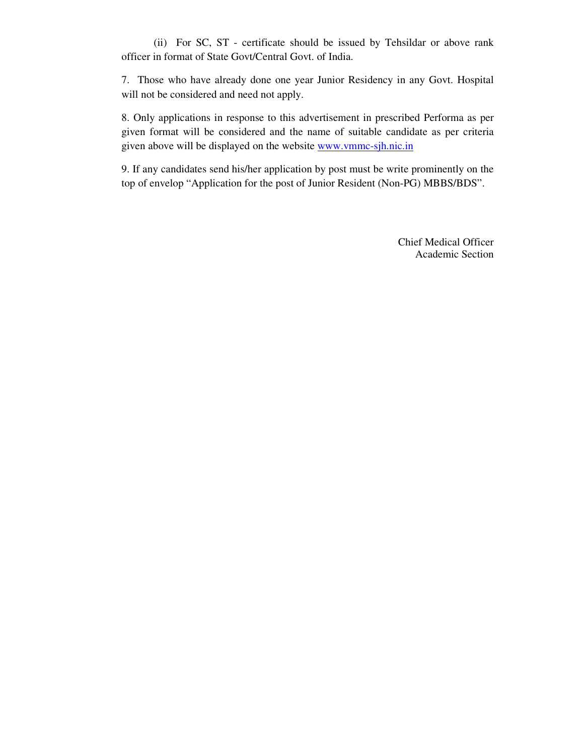(ii) For SC, ST - certificate should be issued by Tehsildar or above rank officer in format of State Govt/Central Govt. of India.

7. Those who have already done one year Junior Residency in any Govt. Hospital will not be considered and need not apply.

8. Only applications in response to this advertisement in prescribed Performa as per given format will be considered and the name of suitable candidate as per criteria given above will be displayed on the website [www.vmmc-sjh.nic.in](http://www.vmmc-sjh.nic.in)

9. If any candidates send his/her application by post must be write prominently on the top of envelop "Application for the post of Junior Resident (Non-PG) MBBS/BDS".

Chief Medical Officer
Academic Section